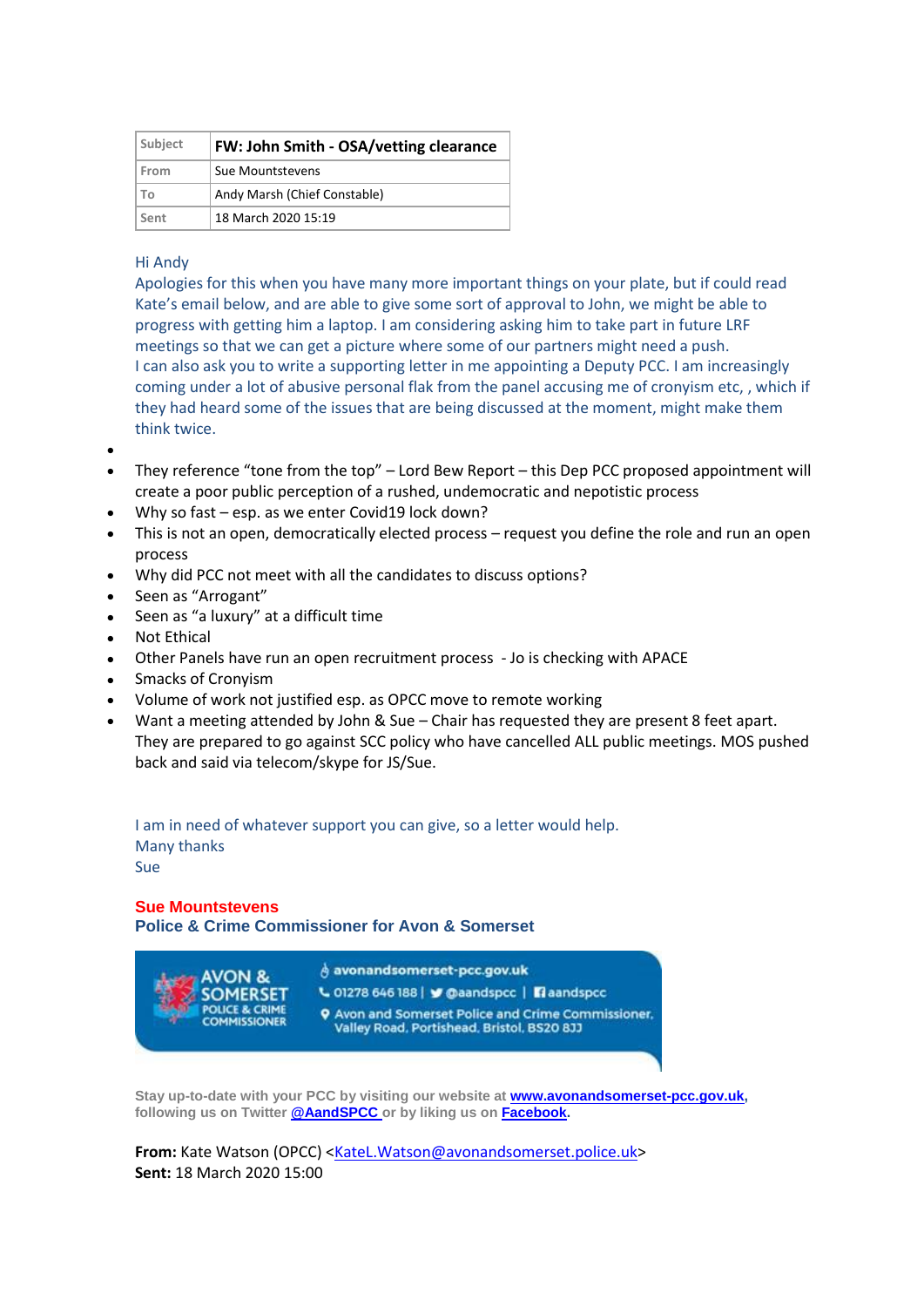| Subject | FW: John Smith - OSA/vetting clearance |
|---|---|
| From | Sue Mountstevens |
| To | Andy Marsh (Chief Constable) |
| Sent | 18 March 2020 15:19 |

Hi Andy

Apologies for this when you have many more important things on your plate, but if could read Kate's email below, and are able to give some sort of approval to John, we might be able to progress with getting him a laptop. I am considering asking him to take part in future LRF meetings so that we can get a picture where some of our partners might need a push.

I can also ask you to write a supporting letter in me appointing a Deputy PCC. I am increasingly coming under a lot of abusive personal flak from the panel accusing me of cronyism etc, , which if they had heard some of the issues that are being discussed at the moment, might make them think twice.

- 
- They reference "tone from the top" – Lord Bew Report – this Dep PCC proposed appointment will create a poor public perception of a rushed, undemocratic and nepotistic process
- Why so fast – esp. as we enter Covid19 lock down?
- This is not an open, democratically elected process – request you define the role and run an open process
- Why did PCC not meet with all the candidates to discuss options?
- Seen as "Arrogant"
- Seen as "a luxury" at a difficult time
- Not Ethical
- Other Panels have run an open recruitment process - Jo is checking with APACE
- Smacks of Cronyism
- Volume of work not justified esp. as OPCC move to remote working
- Want a meeting attended by John & Sue – Chair has requested they are present 8 feet apart. They are prepared to go against SCC policy who have cancelled ALL public meetings. MOS pushed back and said via telecom/skype for JS/Sue.

I am in need of whatever support you can give, so a letter would help.

Many thanks

Sue

**Sue Mountstevens**
**Police & Crime Commissioner for Avon & Somerset**

AVON & SOMERSET POLICE & CRIME COMMISSIONER
avonandsomerset-pcc.gov.uk
01278 646 188 | @aandspcc | aandspcc
Avon and Somerset Police and Crime Commissioner, Valley Road, Portishead, Bristol, BS20 8JJ

**Stay up-to-date with your PCC by visiting our website at [www.avonandsomerset-pcc.gov.uk](www.avonandsomerset-pcc.gov.uk), following us on Twitter @AandSPCC or by liking us on Facebook.**

**From:** Kate Watson (OPCC) <KateL.Watson@avonandsomerset.police.uk>
**Sent:** 18 March 2020 15:00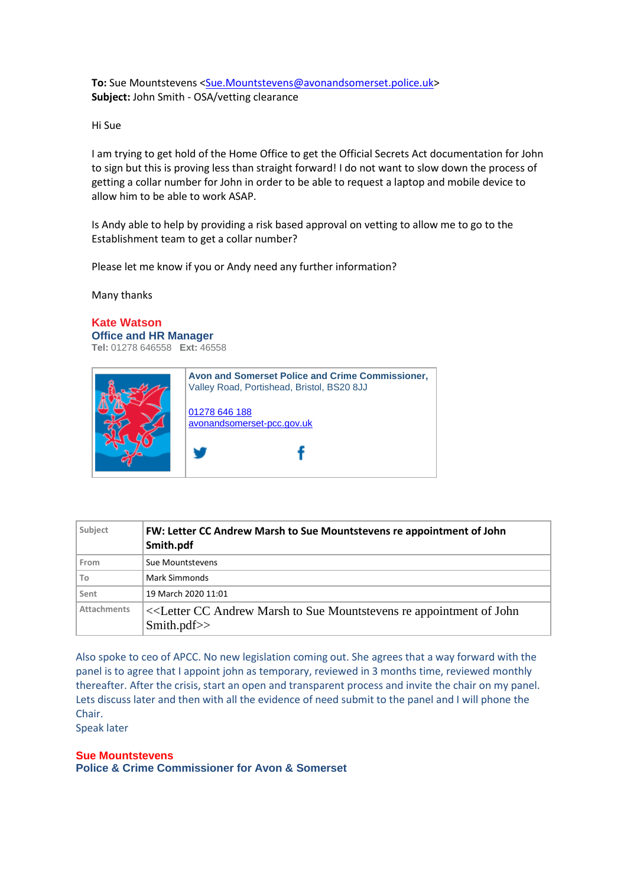**To:** Sue Mountstevens <Sue.Mountstevens@avonandsomerset.police.uk>
**Subject:** John Smith - OSA/vetting clearance

Hi Sue

I am trying to get hold of the Home Office to get the Official Secrets Act documentation for John to sign but this is proving less than straight forward! I do not want to slow down the process of getting a collar number for John in order to be able to request a laptop and mobile device to allow him to be able to work ASAP.

Is Andy able to help by providing a risk based approval on vetting to allow me to go to the Establishment team to get a collar number?

Please let me know if you or Andy need any further information?

Many thanks

**Kate Watson**
**Office and HR Manager**
**Tel:** 01278 646558 **Ext:** 46558

**Avon and Somerset Police and Crime Commissioner,**
Valley Road, Portishead, Bristol, BS20 8JJ

01278 646 188
avonandsomerset-pcc.gov.uk

| | |
|---|---|
| Subject | **FW: Letter CC Andrew Marsh to Sue Mountstevens re appointment of John Smith.pdf** |
| From | Sue Mountstevens |
| To | Mark Simmonds |
| Sent | 19 March 2020 11:01 |
| Attachments | <<Letter CC Andrew Marsh to Sue Mountstevens re appointment of John Smith.pdf>> |

Also spoke to ceo of APCC. No new legislation coming out. She agrees that a way forward with the panel is to agree that I appoint john as temporary, reviewed in 3 months time, reviewed monthly thereafter. After the crisis, start an open and transparent process and invite the chair on my panel. Lets discuss later and then with all the evidence of need submit to the panel and I will phone the Chair.
Speak later

**Sue Mountstevens**
**Police & Crime Commissioner for Avon & Somerset**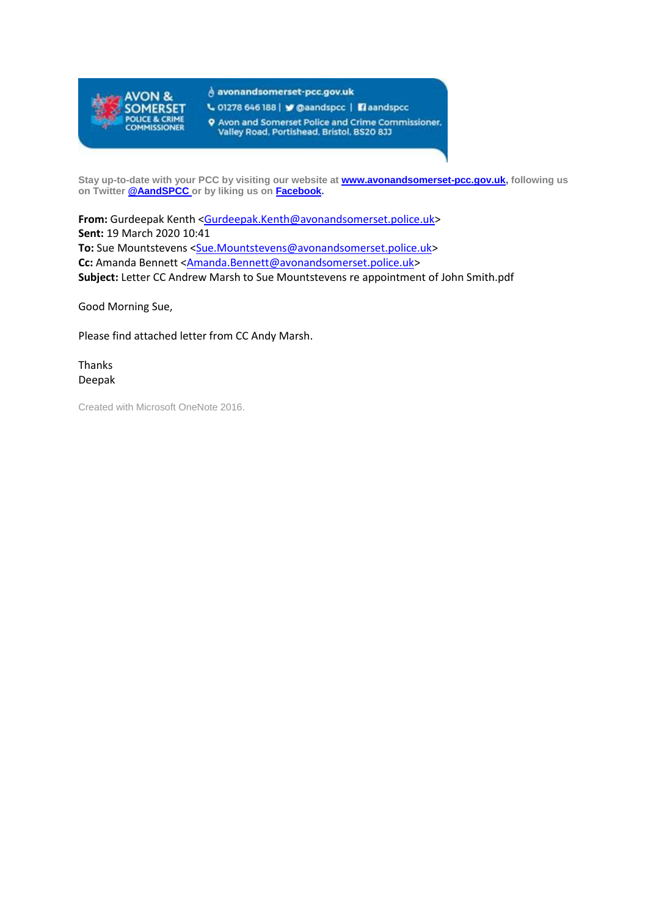AVON & SOMERSET POLICE & CRIME COMMISSIONER

avonandsomerset-pcc.gov.uk
01278 646 188 | @aandspcc | aandspcc
Avon and Somerset Police and Crime Commissioner, Valley Road, Portishead, Bristol, BS20 8JJ

**Stay up-to-date with your PCC by visiting our website at [www.avonandsomerset-pcc.gov.uk](http://www.avonandsomerset-pcc.gov.uk), following us on Twitter [@AandSPCC](https://twitter.com/AandSPCC) or by liking us on [Facebook](https://www.facebook.com/aandspcc).**

**From:** Gurdeepak Kenth <Gurdeepak.Kenth@avonandsomerset.police.uk>
**Sent:** 19 March 2020 10:41
**To:** Sue Mountstevens <Sue.Mountstevens@avonandsomerset.police.uk>
**Cc:** Amanda Bennett <Amanda.Bennett@avonandsomerset.police.uk>
**Subject:** Letter CC Andrew Marsh to Sue Mountstevens re appointment of John Smith.pdf

Good Morning Sue,

Please find attached letter from CC Andy Marsh.

Thanks
Deepak

Created with Microsoft OneNote 2016.